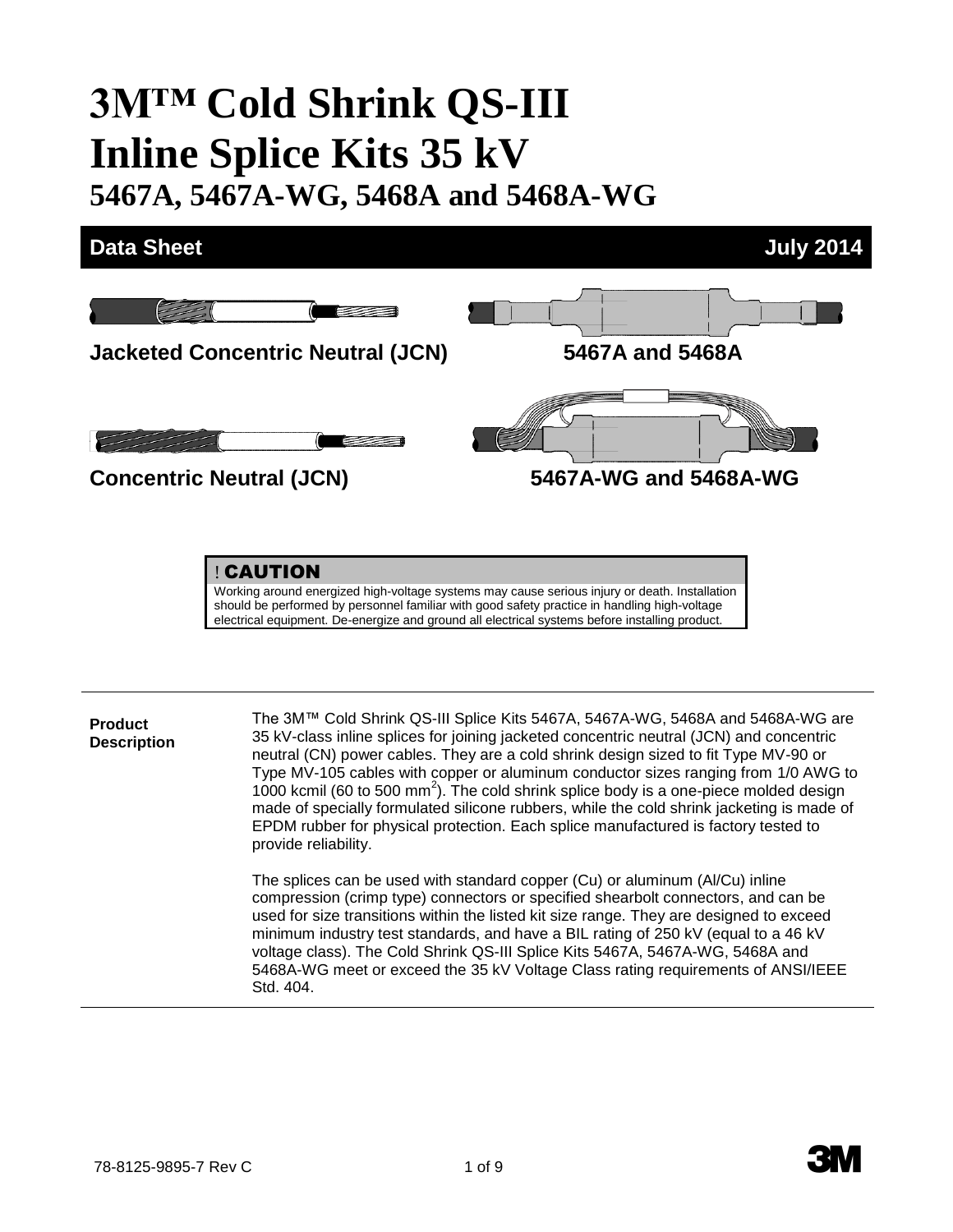# 3M™ Cold Shrink QS-III Inline Splice Kits 35 kV

## 5467A, 5467A-WG, 5468A and 5468A-WG

**Data Sheet** **July 2014**

**Jacketed Concentric Neutral (JCN)**

**5467A and 5468A**

**Concentric Neutral (JCN)**

**5467A-WG and 5468A-WG**

> **! CAUTION**
>
> Working around energized high-voltage systems may cause serious injury or death. Installation should be performed by personnel familiar with good safety practice in handling high-voltage electrical equipment. De-energize and ground all electrical systems before installing product.

**Product Description**

The 3M™ Cold Shrink QS-III Splice Kits 5467A, 5467A-WG, 5468A and 5468A-WG are 35 kV-class inline splices for joining jacketed concentric neutral (JCN) and concentric neutral (CN) power cables. They are a cold shrink design sized to fit Type MV-90 or Type MV-105 cables with copper or aluminum conductor sizes ranging from 1/0 AWG to 1000 kcmil (60 to 500 $mm^2$). The cold shrink splice body is a one-piece molded design made of specially formulated silicone rubbers, while the cold shrink jacketing is made of EPDM rubber for physical protection. Each splice manufactured is factory tested to provide reliability.

The splices can be used with standard copper (Cu) or aluminum (Al/Cu) inline compression (crimp type) connectors or specified shearbolt connectors, and can be used for size transitions within the listed kit size range. They are designed to exceed minimum industry test standards, and have a BIL rating of 250 kV (equal to a 46 kV voltage class). The Cold Shrink QS-III Splice Kits 5467A, 5467A-WG, 5468A and 5468A-WG meet or exceed the 35 kV Voltage Class rating requirements of ANSI/IEEE Std. 404.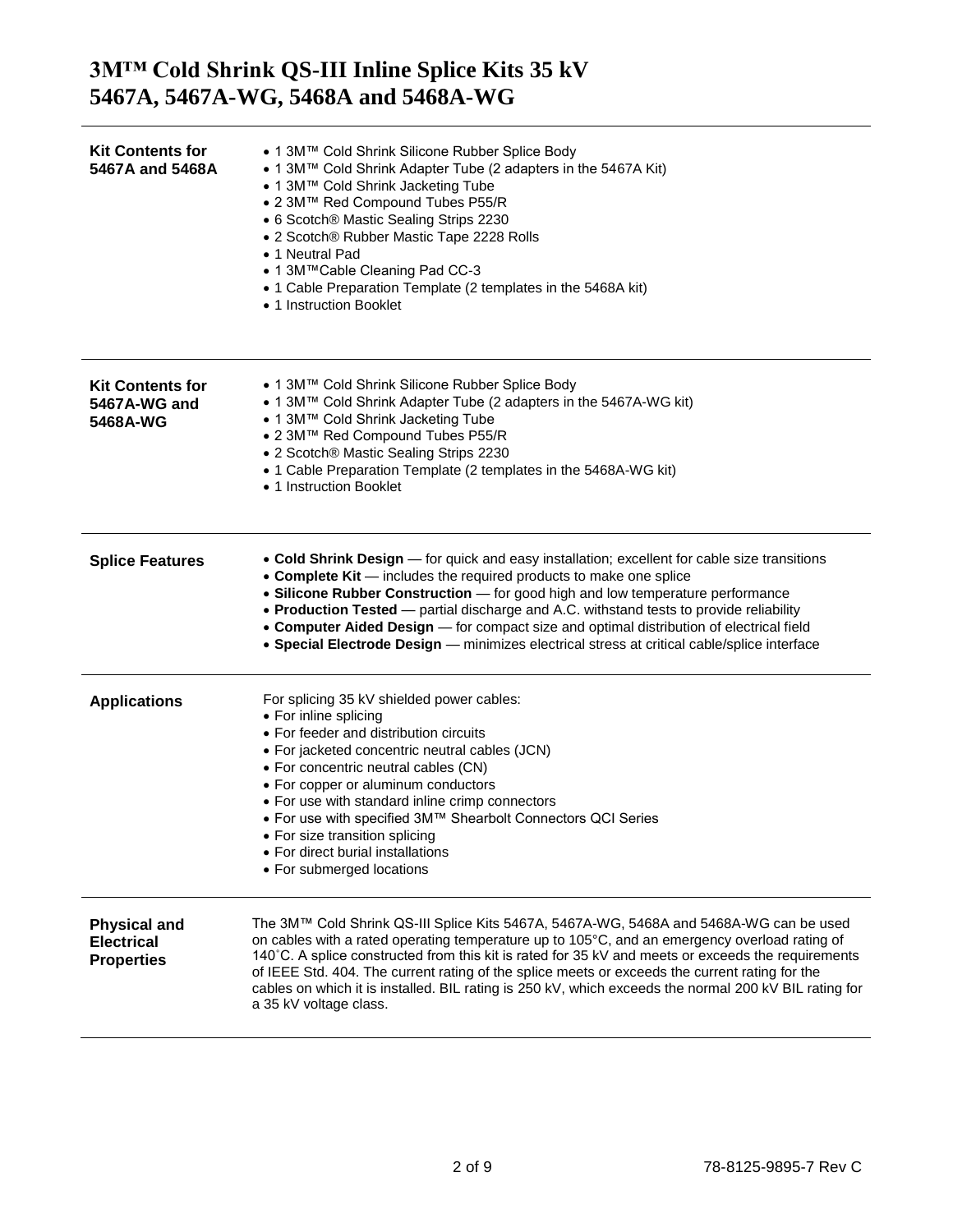# 3M™ Cold Shrink QS-III Inline Splice Kits 35 kV 5467A, 5467A-WG, 5468A and 5468A-WG

## Kit Contents for 5467A and 5468A

- 1 3M™ Cold Shrink Silicone Rubber Splice Body
- 1 3M™ Cold Shrink Adapter Tube (2 adapters in the 5467A Kit)
- 1 3M™ Cold Shrink Jacketing Tube
- 2 3M™ Red Compound Tubes P55/R
- 6 Scotch® Mastic Sealing Strips 2230
- 2 Scotch® Rubber Mastic Tape 2228 Rolls
- 1 Neutral Pad
- 1 3M™Cable Cleaning Pad CC-3
- 1 Cable Preparation Template (2 templates in the 5468A kit)
- 1 Instruction Booklet

## Kit Contents for 5467A-WG and 5468A-WG

- 1 3M™ Cold Shrink Silicone Rubber Splice Body
- 1 3M™ Cold Shrink Adapter Tube (2 adapters in the 5467A-WG kit)
- 1 3M™ Cold Shrink Jacketing Tube
- 2 3M™ Red Compound Tubes P55/R
- 2 Scotch® Mastic Sealing Strips 2230
- 1 Cable Preparation Template (2 templates in the 5468A-WG kit)
- 1 Instruction Booklet

## Splice Features

- **Cold Shrink Design** — for quick and easy installation; excellent for cable size transitions
- **Complete Kit** — includes the required products to make one splice
- **Silicone Rubber Construction** — for good high and low temperature performance
- **Production Tested** — partial discharge and A.C. withstand tests to provide reliability
- **Computer Aided Design** — for compact size and optimal distribution of electrical field
- **Special Electrode Design** — minimizes electrical stress at critical cable/splice interface

## Applications

For splicing 35 kV shielded power cables:

- For inline splicing
- For feeder and distribution circuits
- For jacketed concentric neutral cables (JCN)
- For concentric neutral cables (CN)
- For copper or aluminum conductors
- For use with standard inline crimp connectors
- For use with specified 3M™ Shearbolt Connectors QCI Series
- For size transition splicing
- For direct burial installations
- For submerged locations

## Physical and Electrical Properties

The 3M™ Cold Shrink QS-III Splice Kits 5467A, 5467A-WG, 5468A and 5468A-WG can be used on cables with a rated operating temperature up to 105°C, and an emergency overload rating of 140˚C. A splice constructed from this kit is rated for 35 kV and meets or exceeds the requirements of IEEE Std. 404. The current rating of the splice meets or exceeds the current rating for the cables on which it is installed. BIL rating is 250 kV, which exceeds the normal 200 kV BIL rating for a 35 kV voltage class.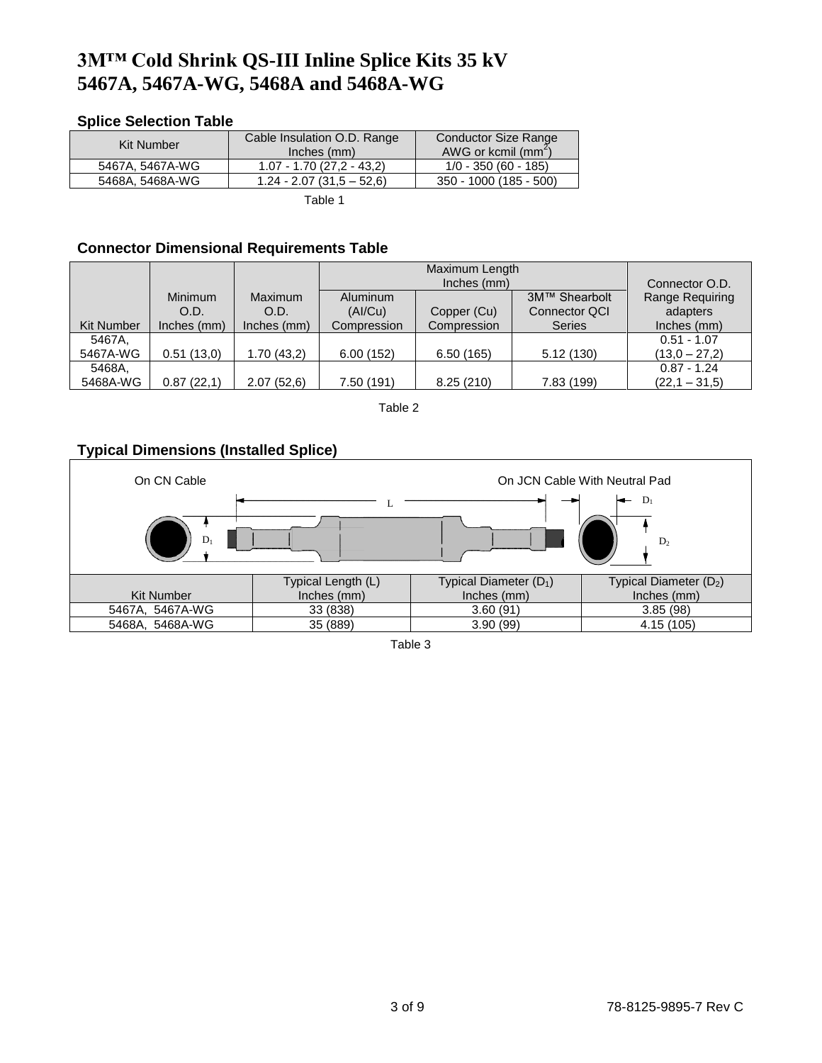# 3M™ Cold Shrink QS-III Inline Splice Kits 35 kV 5467A, 5467A-WG, 5468A and 5468A-WG

### Splice Selection Table

| Kit Number | Cable Insulation O.D. Range Inches (mm) | Conductor Size Range AWG or kcmil ($mm^2$) |
|---|---|---|
| 5467A, 5467A-WG | 1.07 - 1.70 (27,2 - 43,2) | 1/0 - 350 (60 - 185) |
| 5468A, 5468A-WG | 1.24 - 2.07 (31,5 – 52,6) | 350 - 1000 (185 - 500) |

Table 1

### Connector Dimensional Requirements Table

| Kit Number | Minimum O.D. Inches (mm) | Maximum O.D. Inches (mm) | Maximum Length Inches (mm) | | | Connector O.D. Range Requiring adapters Inches (mm) |
|---|---|---|---|---|---|---|
| | | | Aluminum (Al/Cu) Compression | Copper (Cu) Compression | 3M™ Shearbolt Connector QCI Series | |
| 5467A, 5467A-WG | 0.51 (13,0) | 1.70 (43,2) | 6.00 (152) | 6.50 (165) | 5.12 (130) | 0.51 - 1.07 (13,0 – 27,2) |
| 5468A, 5468A-WG | 0.87 (22,1) | 2.07 (52,6) | 7.50 (191) | 8.25 (210) | 7.83 (199) | 0.87 - 1.24 (22,1 – 31,5) |

Table 2

### Typical Dimensions (Installed Splice)

On CN Cable — On JCN Cable With Neutral Pad

| Kit Number | Typical Length (L) Inches (mm) | Typical Diameter ($D_1$) Inches (mm) | Typical Diameter ($D_2$) Inches (mm) |
|---|---|---|---|
| 5467A, 5467A-WG | 33 (838) | 3.60 (91) | 3.85 (98) |
| 5468A, 5468A-WG | 35 (889) | 3.90 (99) | 4.15 (105) |

Table 3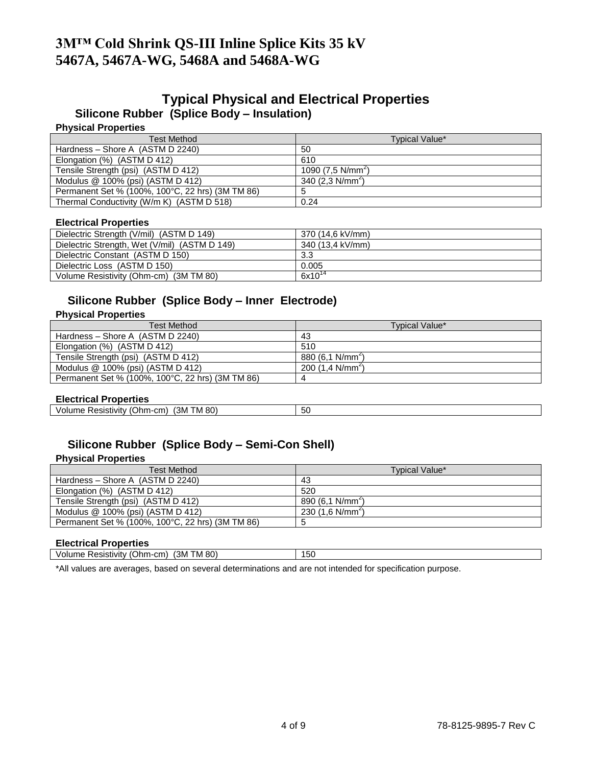# 3M™ Cold Shrink QS-III Inline Splice Kits 35 kV 5467A, 5467A-WG, 5468A and 5468A-WG

## Typical Physical and Electrical Properties

### Silicone Rubber (Splice Body – Insulation)

**Physical Properties**

| Test Method | Typical Value* |
|---|---|
| Hardness – Shore A (ASTM D 2240) | 50 |
| Elongation (%) (ASTM D 412) | 610 |
| Tensile Strength (psi) (ASTM D 412) | 1090 (7,5 N/mm$^2$) |
| Modulus @ 100% (psi) (ASTM D 412) | 340 (2,3 N/mm$^2$) |
| Permanent Set % (100%, 100°C, 22 hrs) (3M TM 86) | 5 |
| Thermal Conductivity (W/m K) (ASTM D 518) | 0.24 |

**Electrical Properties**

| Test Method | Typical Value* |
|---|---|
| Dielectric Strength (V/mil) (ASTM D 149) | 370 (14,6 kV/mm) |
| Dielectric Strength, Wet (V/mil) (ASTM D 149) | 340 (13,4 kV/mm) |
| Dielectric Constant (ASTM D 150) | 3.3 |
| Dielectric Loss (ASTM D 150) | 0.005 |
| Volume Resistivity (Ohm-cm) (3M TM 80) | $6x10^{14}$ |

### Silicone Rubber (Splice Body – Inner Electrode)

**Physical Properties**

| Test Method | Typical Value* |
|---|---|
| Hardness – Shore A (ASTM D 2240) | 43 |
| Elongation (%) (ASTM D 412) | 510 |
| Tensile Strength (psi) (ASTM D 412) | 880 (6,1 N/mm$^2$) |
| Modulus @ 100% (psi) (ASTM D 412) | 200 (1,4 N/mm$^2$) |
| Permanent Set % (100%, 100°C, 22 hrs) (3M TM 86) | 4 |

**Electrical Properties**

| Test Method | Typical Value* |
|---|---|
| Volume Resistivity (Ohm-cm) (3M TM 80) | 50 |

### Silicone Rubber (Splice Body – Semi-Con Shell)

**Physical Properties**

| Test Method | Typical Value* |
|---|---|
| Hardness – Shore A (ASTM D 2240) | 43 |
| Elongation (%) (ASTM D 412) | 520 |
| Tensile Strength (psi) (ASTM D 412) | 890 (6,1 N/mm$^2$) |
| Modulus @ 100% (psi) (ASTM D 412) | 230 (1,6 N/mm$^2$) |
| Permanent Set % (100%, 100°C, 22 hrs) (3M TM 86) | 5 |

**Electrical Properties**

| Test Method | Typical Value* |
|---|---|
| Volume Resistivity (Ohm-cm) (3M TM 80) | 150 |

*All values are averages, based on several determinations and are not intended for specification purpose.

78-8125-9895-7 Rev C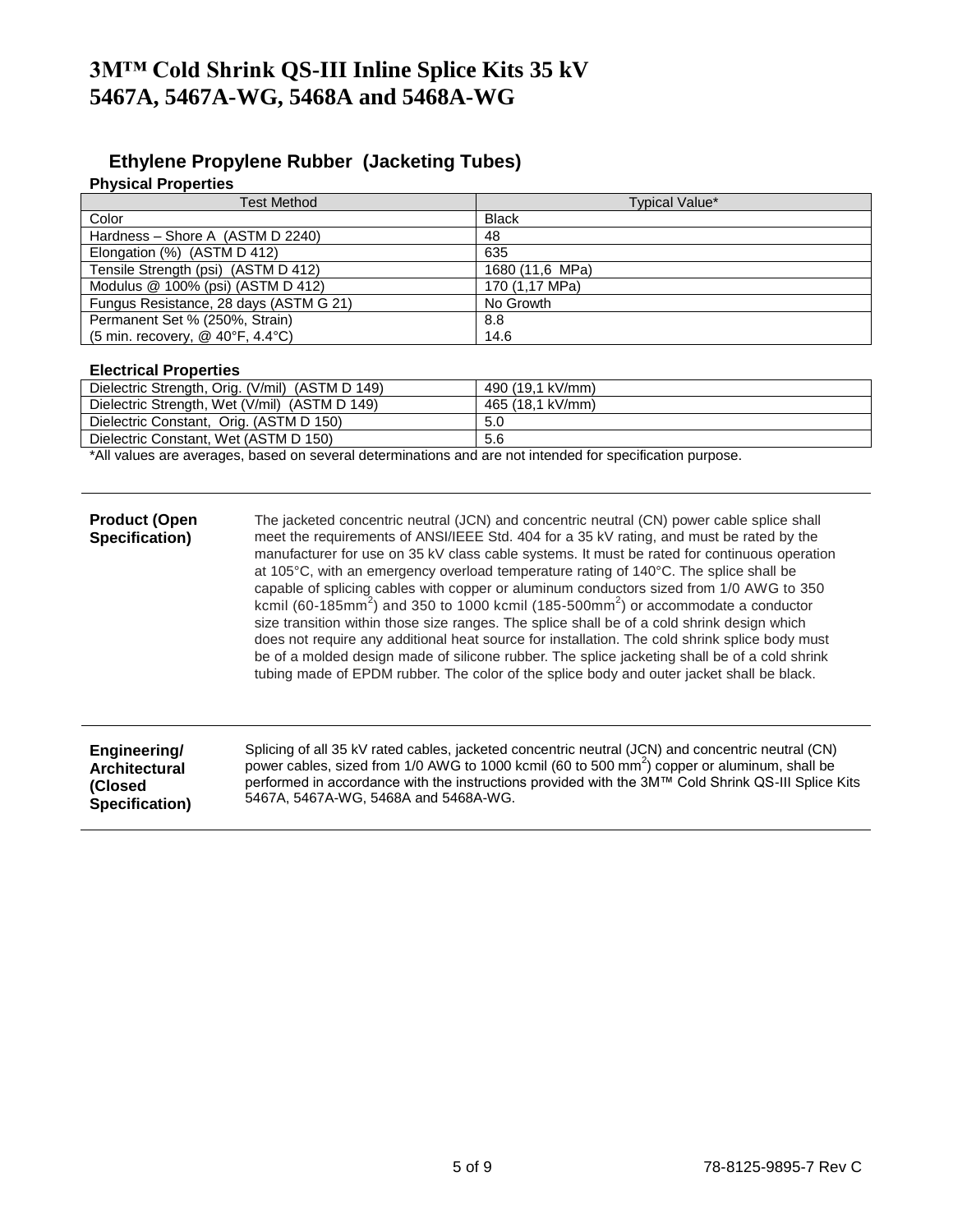# 3M™ Cold Shrink QS-III Inline Splice Kits 35 kV 5467A, 5467A-WG, 5468A and 5468A-WG

## Ethylene Propylene Rubber (Jacketing Tubes)

**Physical Properties**

| Test Method | Typical Value* |
|---|---|
| Color | Black |
| Hardness – Shore A (ASTM D 2240) | 48 |
| Elongation (%) (ASTM D 412) | 635 |
| Tensile Strength (psi) (ASTM D 412) | 1680 (11,6 MPa) |
| Modulus @ 100% (psi) (ASTM D 412) | 170 (1,17 MPa) |
| Fungus Resistance, 28 days (ASTM G 21) | No Growth |
| Permanent Set % (250%, Strain) | 8.8 |
| (5 min. recovery, @ 40°F, 4.4°C) | 14.6 |

**Electrical Properties**

| | |
|---|---|
| Dielectric Strength, Orig. (V/mil) (ASTM D 149) | 490 (19,1 kV/mm) |
| Dielectric Strength, Wet (V/mil) (ASTM D 149) | 465 (18,1 kV/mm) |
| Dielectric Constant, Orig. (ASTM D 150) | 5.0 |
| Dielectric Constant, Wet (ASTM D 150) | 5.6 |

*All values are averages, based on several determinations and are not intended for specification purpose.

---

**Product (Open Specification)**

The jacketed concentric neutral (JCN) and concentric neutral (CN) power cable splice shall meet the requirements of ANSI/IEEE Std. 404 for a 35 kV rating, and must be rated by the manufacturer for use on 35 kV class cable systems. It must be rated for continuous operation at 105°C, with an emergency overload temperature rating of 140°C. The splice shall be capable of splicing cables with copper or aluminum conductors sized from 1/0 AWG to 350 kcmil (60-185mm$^2$) and 350 to 1000 kcmil (185-500mm$^2$) or accommodate a conductor size transition within those size ranges. The splice shall be of a cold shrink design which does not require any additional heat source for installation. The cold shrink splice body must be of a molded design made of silicone rubber. The splice jacketing shall be of a cold shrink tubing made of EPDM rubber. The color of the splice body and outer jacket shall be black.

---

**Engineering/ Architectural (Closed Specification)**

Splicing of all 35 kV rated cables, jacketed concentric neutral (JCN) and concentric neutral (CN) power cables, sized from 1/0 AWG to 1000 kcmil (60 to 500 mm$^2$) copper or aluminum, shall be performed in accordance with the instructions provided with the 3M™ Cold Shrink QS-III Splice Kits 5467A, 5467A-WG, 5468A and 5468A-WG.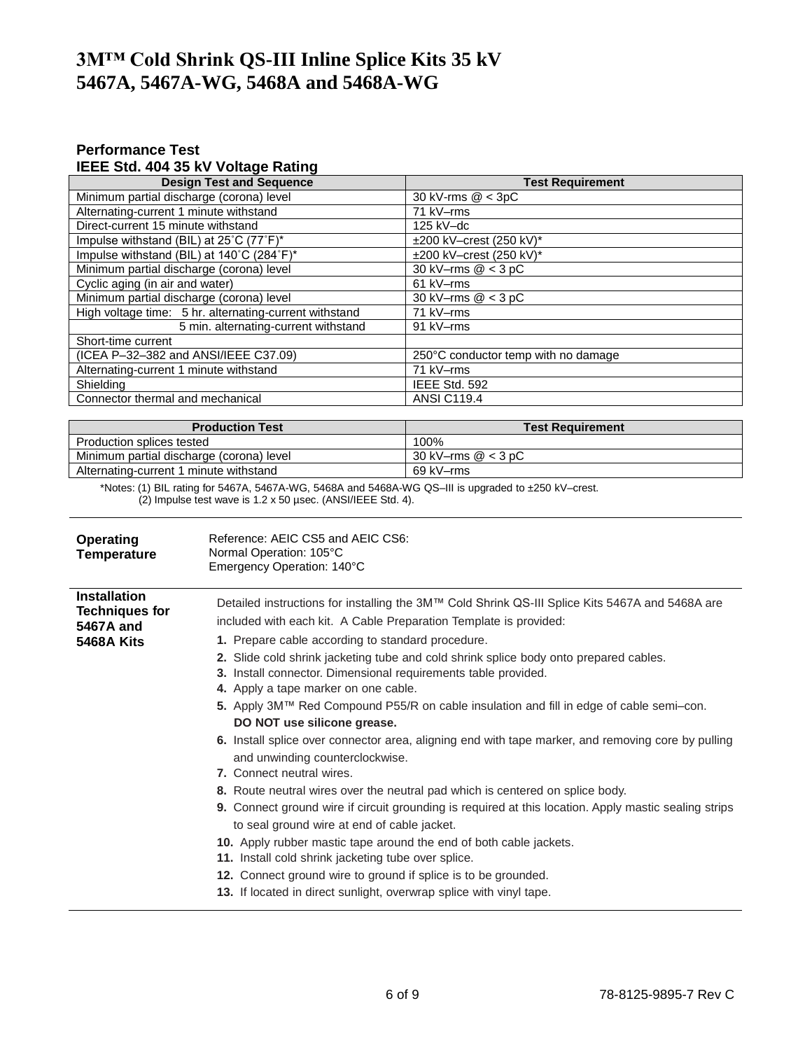# 3M™ Cold Shrink QS-III Inline Splice Kits 35 kV 5467A, 5467A-WG, 5468A and 5468A-WG

## Performance Test

### IEEE Std. 404 35 kV Voltage Rating

| Design Test and Sequence | Test Requirement |
|---|---|
| Minimum partial discharge (corona) level | 30 kV-rms @ < 3pC |
| Alternating-current 1 minute withstand | 71 kV–rms |
| Direct-current 15 minute withstand | 125 kV–dc |
| Impulse withstand (BIL) at 25˚C (77˚F)* | ±200 kV–crest (250 kV)* |
| Impulse withstand (BIL) at 140˚C (284˚F)* | ±200 kV–crest (250 kV)* |
| Minimum partial discharge (corona) level | 30 kV–rms @ < 3 pC |
| Cyclic aging (in air and water) | 61 kV–rms |
| Minimum partial discharge (corona) level | 30 kV–rms @ < 3 pC |
| High voltage time: 5 hr. alternating-current withstand | 71 kV–rms |
| 5 min. alternating-current withstand | 91 kV–rms |
| Short-time current | |
| (ICEA P–32–382 and ANSI/IEEE C37.09) | 250°C conductor temp with no damage |
| Alternating-current 1 minute withstand | 71 kV–rms |
| Shielding | IEEE Std. 592 |
| Connector thermal and mechanical | ANSI C119.4 |

| Production Test | Test Requirement |
|---|---|
| Production splices tested | 100% |
| Minimum partial discharge (corona) level | 30 kV–rms @ < 3 pC |
| Alternating-current 1 minute withstand | 69 kV–rms |

*Notes: (1) BIL rating for 5467A, 5467A-WG, 5468A and 5468A-WG QS–III is upgraded to ±250 kV–crest.
(2) Impulse test wave is 1.2 x 50 µsec. (ANSI/IEEE Std. 4).

**Operating Temperature**

Reference: AEIC CS5 and AEIC CS6:
Normal Operation: 105°C
Emergency Operation: 140°C

**Installation Techniques for 5467A and 5468A Kits**

Detailed instructions for installing the 3M™ Cold Shrink QS-III Splice Kits 5467A and 5468A are included with each kit. A Cable Preparation Template is provided:

1. Prepare cable according to standard procedure.
2. Slide cold shrink jacketing tube and cold shrink splice body onto prepared cables.
3. Install connector. Dimensional requirements table provided.
4. Apply a tape marker on one cable.
5. Apply 3M™ Red Compound P55/R on cable insulation and fill in edge of cable semi–con. **DO NOT use silicone grease.**
6. Install splice over connector area, aligning end with tape marker, and removing core by pulling and unwinding counterclockwise.
7. Connect neutral wires.
8. Route neutral wires over the neutral pad which is centered on splice body.
9. Connect ground wire if circuit grounding is required at this location. Apply mastic sealing strips to seal ground wire at end of cable jacket.
10. Apply rubber mastic tape around the end of both cable jackets.
11. Install cold shrink jacketing tube over splice.
12. Connect ground wire to ground if splice is to be grounded.
13. If located in direct sunlight, overwrap splice with vinyl tape.

78-8125-9895-7 Rev C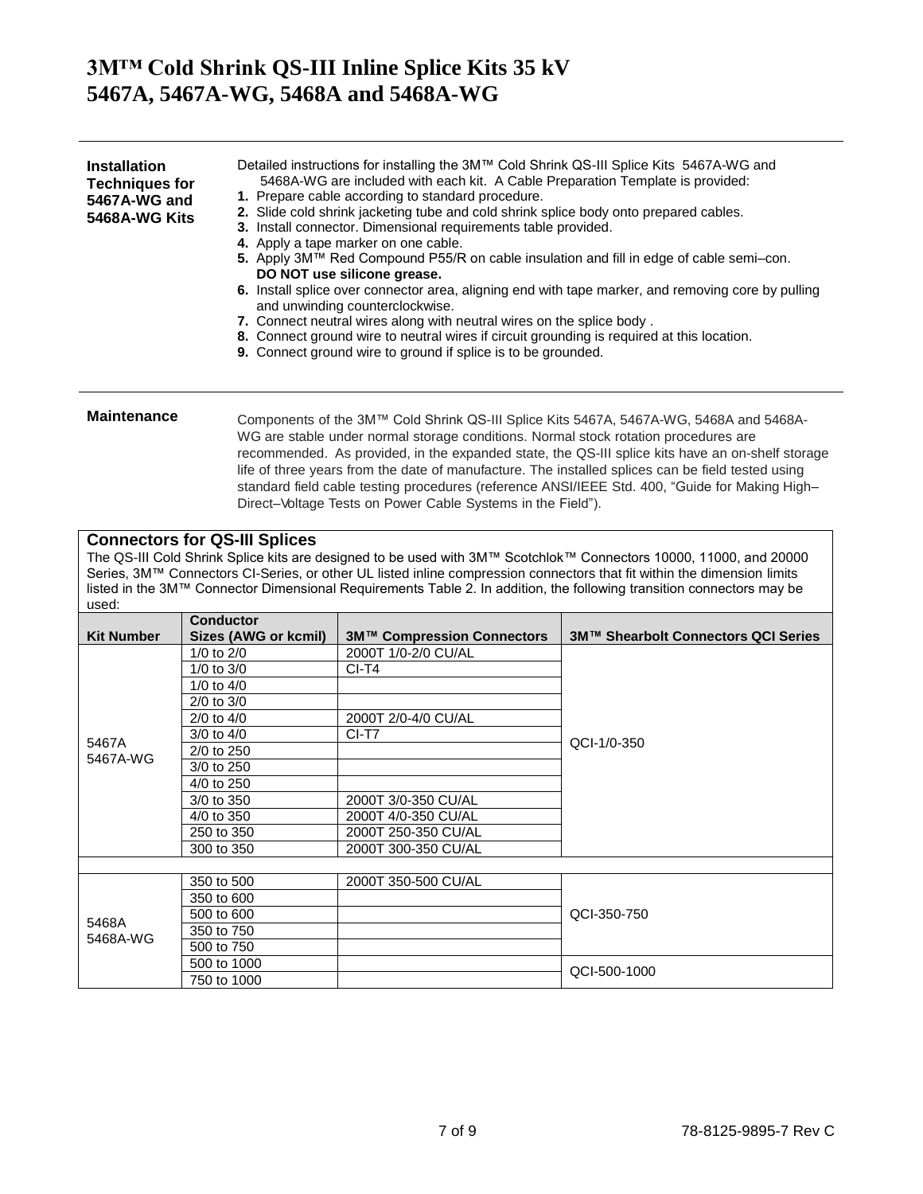# 3M™ Cold Shrink QS-III Inline Splice Kits 35 kV
# 5467A, 5467A-WG, 5468A and 5468A-WG

## Installation Techniques for 5467A-WG and 5468A-WG Kits

Detailed instructions for installing the 3M™ Cold Shrink QS-III Splice Kits 5467A-WG and 5468A-WG are included with each kit. A Cable Preparation Template is provided:

1. Prepare cable according to standard procedure.
2. Slide cold shrink jacketing tube and cold shrink splice body onto prepared cables.
3. Install connector. Dimensional requirements table provided.
4. Apply a tape marker on one cable.
5. Apply 3M™ Red Compound P55/R on cable insulation and fill in edge of cable semi–con. **DO NOT use silicone grease.**
6. Install splice over connector area, aligning end with tape marker, and removing core by pulling and unwinding counterclockwise.
7. Connect neutral wires along with neutral wires on the splice body .
8. Connect ground wire to neutral wires if circuit grounding is required at this location.
9. Connect ground wire to ground if splice is to be grounded.

## Maintenance

Components of the 3M™ Cold Shrink QS-III Splice Kits 5467A, 5467A-WG, 5468A and 5468A-WG are stable under normal storage conditions. Normal stock rotation procedures are recommended. As provided, in the expanded state, the QS-III splice kits have an on-shelf storage life of three years from the date of manufacture. The installed splices can be field tested using standard field cable testing procedures (reference ANSI/IEEE Std. 400, "Guide for Making High–Direct–Voltage Tests on Power Cable Systems in the Field").

## Connectors for QS-III Splices

The QS-III Cold Shrink Splice kits are designed to be used with 3M™ Scotchlok™ Connectors 10000, 11000, and 20000 Series, 3M™ Connectors CI-Series, or other UL listed inline compression connectors that fit within the dimension limits listed in the 3M™ Connector Dimensional Requirements Table 2. In addition, the following transition connectors may be used:

| Kit Number | Conductor Sizes (AWG or kcmil) | 3M™ Compression Connectors | 3M™ Shearbolt Connectors QCI Series |
|---|---|---|---|
| 5467A 5467A-WG | 1/0 to 2/0 | 2000T 1/0-2/0 CU/AL | QCI-1/0-350 |
| | 1/0 to 3/0 | CI-T4 | |
| | 1/0 to 4/0 | | |
| | 2/0 to 3/0 | | |
| | 2/0 to 4/0 | 2000T 2/0-4/0 CU/AL | |
| | 3/0 to 4/0 | CI-T7 | |
| | 2/0 to 250 | | |
| | 3/0 to 250 | | |
| | 4/0 to 250 | | |
| | 3/0 to 350 | 2000T 3/0-350 CU/AL | |
| | 4/0 to 350 | 2000T 4/0-350 CU/AL | |
| | 250 to 350 | 2000T 250-350 CU/AL | |
| | 300 to 350 | 2000T 300-350 CU/AL | |
| | | | |
| 5468A 5468A-WG | 350 to 500 | 2000T 350-500 CU/AL | QCI-350-750 |
| | 350 to 600 | | |
| | 500 to 600 | | |
| | 350 to 750 | | |
| | 500 to 750 | | |
| | 500 to 1000 | | QCI-500-1000 |
| | 750 to 1000 | | |

78-8125-9895-7 Rev C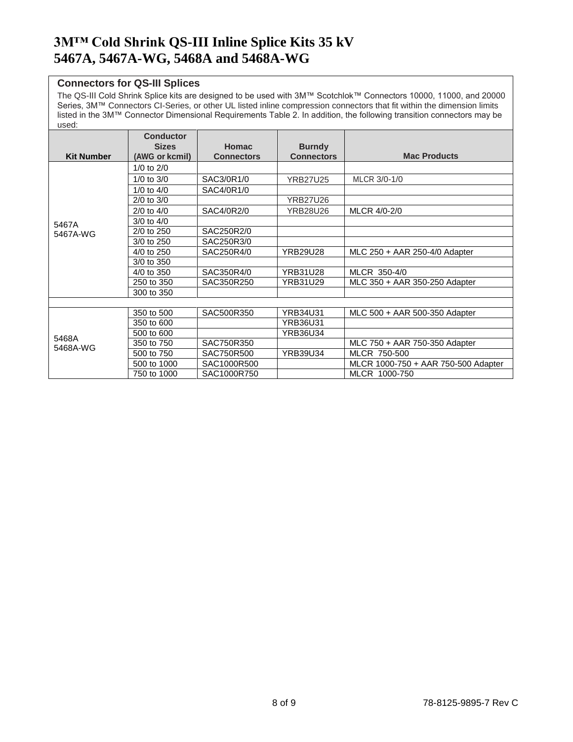# 3M™ Cold Shrink QS-III Inline Splice Kits 35 kV
# 5467A, 5467A-WG, 5468A and 5468A-WG

## Connectors for QS-III Splices

The QS-III Cold Shrink Splice kits are designed to be used with 3M™ Scotchlok™ Connectors 10000, 11000, and 20000 Series, 3M™ Connectors CI-Series, or other UL listed inline compression connectors that fit within the dimension limits listed in the 3M™ Connector Dimensional Requirements Table 2. In addition, the following transition connectors may be used:

| Kit Number | Conductor Sizes (AWG or kcmil) | Homac Connectors | Burndy Connectors | Mac Products |
|---|---|---|---|---|
| 5467A 5467A-WG | 1/0 to 2/0 | | | |
| | 1/0 to 3/0 | SAC3/0R1/0 | YRB27U25 | MLCR 3/0-1/0 |
| | 1/0 to 4/0 | SAC4/0R1/0 | | |
| | 2/0 to 3/0 | | YRB27U26 | |
| | 2/0 to 4/0 | SAC4/0R2/0 | YRB28U26 | MLCR 4/0-2/0 |
| | 3/0 to 4/0 | | | |
| | 2/0 to 250 | SAC250R2/0 | | |
| | 3/0 to 250 | SAC250R3/0 | | |
| | 4/0 to 250 | SAC250R4/0 | YRB29U28 | MLC 250 + AAR 250-4/0 Adapter |
| | 3/0 to 350 | | | |
| | 4/0 to 350 | SAC350R4/0 | YRB31U28 | MLCR 350-4/0 |
| | 250 to 350 | SAC350R250 | YRB31U29 | MLC 350 + AAR 350-250 Adapter |
| | 300 to 350 | | | |
| | | | | |
| 5468A 5468A-WG | 350 to 500 | SAC500R350 | YRB34U31 | MLC 500 + AAR 500-350 Adapter |
| | 350 to 600 | | YRB36U31 | |
| | 500 to 600 | | YRB36U34 | |
| | 350 to 750 | SAC750R350 | | MLC 750 + AAR 750-350 Adapter |
| | 500 to 750 | SAC750R500 | YRB39U34 | MLCR 750-500 |
| | 500 to 1000 | SAC1000R500 | | MLCR 1000-750 + AAR 750-500 Adapter |
| | 750 to 1000 | SAC1000R750 | | MLCR 1000-750 |

78-8125-9895-7 Rev C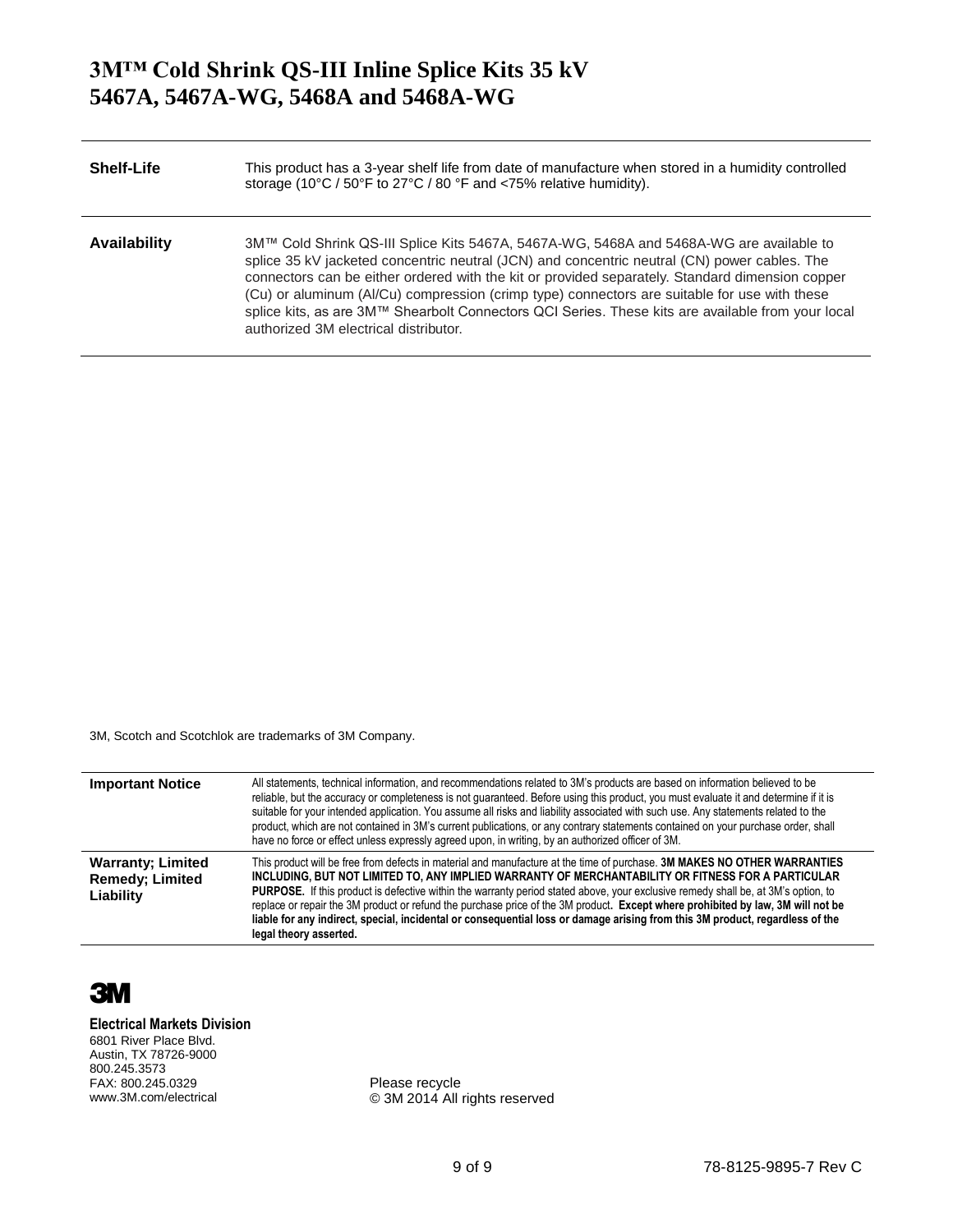# 3M™ Cold Shrink QS-III Inline Splice Kits 35 kV 5467A, 5467A-WG, 5468A and 5468A-WG

| | |
|---|---|
| **Shelf-Life** | This product has a 3-year shelf life from date of manufacture when stored in a humidity controlled storage (10°C / 50°F to 27°C / 80 °F and <75% relative humidity). |
| **Availability** | 3M™ Cold Shrink QS-III Splice Kits 5467A, 5467A-WG, 5468A and 5468A-WG are available to splice 35 kV jacketed concentric neutral (JCN) and concentric neutral (CN) power cables. The connectors can be either ordered with the kit or provided separately. Standard dimension copper (Cu) or aluminum (Al/Cu) compression (crimp type) connectors are suitable for use with these splice kits, as are 3M™ Shearbolt Connectors QCI Series. These kits are available from your local authorized 3M electrical distributor. |

3M, Scotch and Scotchlok are trademarks of 3M Company.

| | |
|---|---|
| **Important Notice** | All statements, technical information, and recommendations related to 3M's products are based on information believed to be reliable, but the accuracy or completeness is not guaranteed. Before using this product, you must evaluate it and determine if it is suitable for your intended application. You assume all risks and liability associated with such use. Any statements related to the product, which are not contained in 3M's current publications, or any contrary statements contained on your purchase order, shall have no force or effect unless expressly agreed upon, in writing, by an authorized officer of 3M. |
| **Warranty; Limited Remedy; Limited Liability** | This product will be free from defects in material and manufacture at the time of purchase. **3M MAKES NO OTHER WARRANTIES INCLUDING, BUT NOT LIMITED TO, ANY IMPLIED WARRANTY OF MERCHANTABILITY OR FITNESS FOR A PARTICULAR PURPOSE.** If this product is defective within the warranty period stated above, your exclusive remedy shall be, at 3M's option, to replace or repair the 3M product or refund the purchase price of the 3M product. **Except where prohibited by law, 3M will not be liable for any indirect, special, incidental or consequential loss or damage arising from this 3M product, regardless of the legal theory asserted.** |

3M

**Electrical Markets Division**
6801 River Place Blvd.
Austin, TX 78726-9000
800.245.3573
FAX: 800.245.0329
www.3M.com/electrical

Please recycle
© 3M 2014 All rights reserved

78-8125-9895-7 Rev C